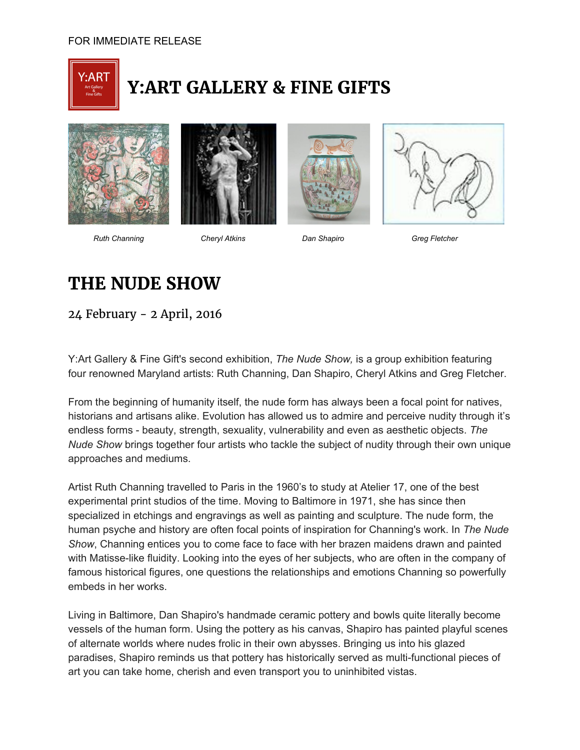FOR IMMEDIATE RELEASE

# Y:ART GALLERY & FINE GIFTS

*Ruth Channing* *Cheryl Atkins* *Dan Shapiro* *Greg Fletcher*

## THE NUDE SHOW

24 February - 2 April, 2016

Y:Art Gallery & Fine Gift's second exhibition, *The Nude Show,* is a group exhibition featuring four renowned Maryland artists: Ruth Channing, Dan Shapiro, Cheryl Atkins and Greg Fletcher.

From the beginning of humanity itself, the nude form has always been a focal point for natives, historians and artisans alike. Evolution has allowed us to admire and perceive nudity through it's endless forms - beauty, strength, sexuality, vulnerability and even as aesthetic objects. *The Nude Show* brings together four artists who tackle the subject of nudity through their own unique approaches and mediums.

Artist Ruth Channing travelled to Paris in the 1960's to study at Atelier 17, one of the best experimental print studios of the time. Moving to Baltimore in 1971, she has since then specialized in etchings and engravings as well as painting and sculpture. The nude form, the human psyche and history are often focal points of inspiration for Channing's work. In *The Nude Show*, Channing entices you to come face to face with her brazen maidens drawn and painted with Matisse-like fluidity. Looking into the eyes of her subjects, who are often in the company of famous historical figures, one questions the relationships and emotions Channing so powerfully embeds in her works.

Living in Baltimore, Dan Shapiro's handmade ceramic pottery and bowls quite literally become vessels of the human form. Using the pottery as his canvas, Shapiro has painted playful scenes of alternate worlds where nudes frolic in their own abysses. Bringing us into his glazed paradises, Shapiro reminds us that pottery has historically served as multi-functional pieces of art you can take home, cherish and even transport you to uninhibited vistas.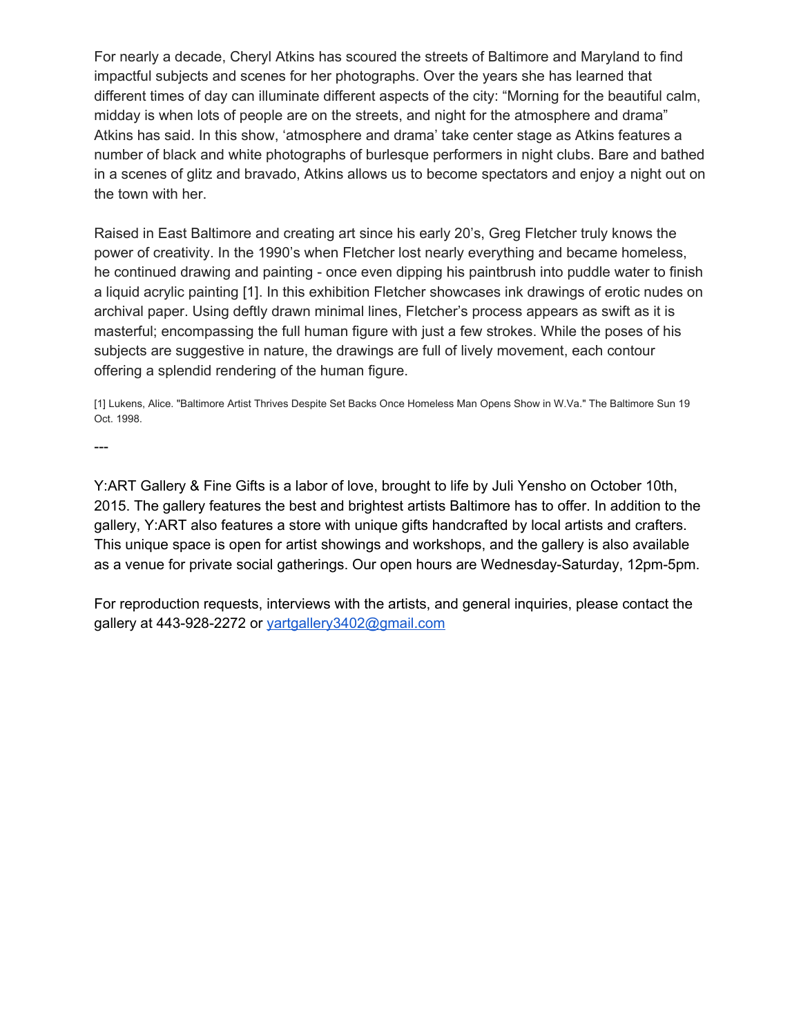For nearly a decade, Cheryl Atkins has scoured the streets of Baltimore and Maryland to find impactful subjects and scenes for her photographs. Over the years she has learned that different times of day can illuminate different aspects of the city: “Morning for the beautiful calm, midday is when lots of people are on the streets, and night for the atmosphere and drama” Atkins has said. In this show, ‘atmosphere and drama’ take center stage as Atkins features a number of black and white photographs of burlesque performers in night clubs. Bare and bathed in a scenes of glitz and bravado, Atkins allows us to become spectators and enjoy a night out on the town with her.

Raised in East Baltimore and creating art since his early 20’s, Greg Fletcher truly knows the power of creativity. In the 1990’s when Fletcher lost nearly everything and became homeless, he continued drawing and painting - once even dipping his paintbrush into puddle water to finish a liquid acrylic painting [1]. In this exhibition Fletcher showcases ink drawings of erotic nudes on archival paper. Using deftly drawn minimal lines, Fletcher’s process appears as swift as it is masterful; encompassing the full human figure with just a few strokes. While the poses of his subjects are suggestive in nature, the drawings are full of lively movement, each contour offering a splendid rendering of the human figure.

[1] Lukens, Alice. "Baltimore Artist Thrives Despite Set Backs Once Homeless Man Opens Show in W.Va." The Baltimore Sun 19 Oct. 1998.

---

Y:ART Gallery & Fine Gifts is a labor of love, brought to life by Juli Yensho on October 10th, 2015. The gallery features the best and brightest artists Baltimore has to offer. In addition to the gallery, Y:ART also features a store with unique gifts handcrafted by local artists and crafters. This unique space is open for artist showings and workshops, and the gallery is also available as a venue for private social gatherings. Our open hours are Wednesday-Saturday, 12pm-5pm.

For reproduction requests, interviews with the artists, and general inquiries, please contact the gallery at 443-928-2272 or yartgallery3402@gmail.com